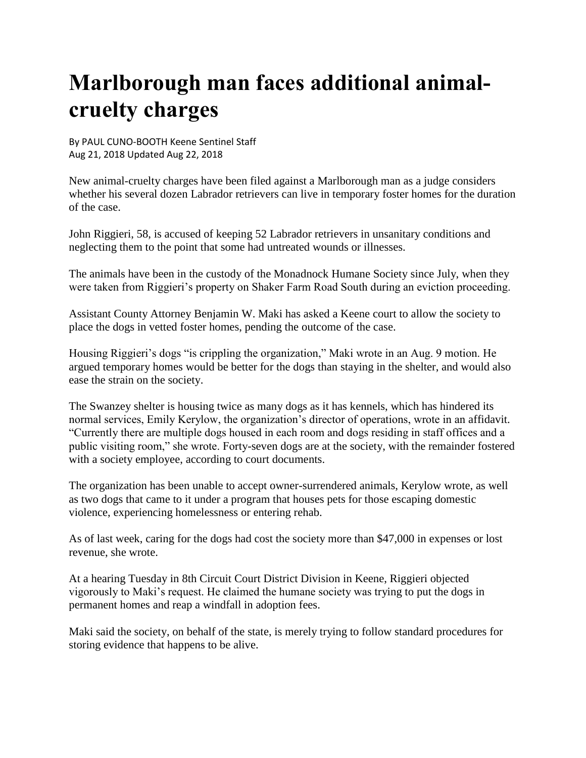# Marlborough man faces additional animal-cruelty charges

By PAUL CUNO-BOOTH Keene Sentinel Staff
Aug 21, 2018 Updated Aug 22, 2018

New animal-cruelty charges have been filed against a Marlborough man as a judge considers whether his several dozen Labrador retrievers can live in temporary foster homes for the duration of the case.

John Riggieri, 58, is accused of keeping 52 Labrador retrievers in unsanitary conditions and neglecting them to the point that some had untreated wounds or illnesses.

The animals have been in the custody of the Monadnock Humane Society since July, when they were taken from Riggieri's property on Shaker Farm Road South during an eviction proceeding.

Assistant County Attorney Benjamin W. Maki has asked a Keene court to allow the society to place the dogs in vetted foster homes, pending the outcome of the case.

Housing Riggieri's dogs "is crippling the organization," Maki wrote in an Aug. 9 motion. He argued temporary homes would be better for the dogs than staying in the shelter, and would also ease the strain on the society.

The Swanzey shelter is housing twice as many dogs as it has kennels, which has hindered its normal services, Emily Kerylow, the organization's director of operations, wrote in an affidavit. "Currently there are multiple dogs housed in each room and dogs residing in staff offices and a public visiting room," she wrote. Forty-seven dogs are at the society, with the remainder fostered with a society employee, according to court documents.

The organization has been unable to accept owner-surrendered animals, Kerylow wrote, as well as two dogs that came to it under a program that houses pets for those escaping domestic violence, experiencing homelessness or entering rehab.

As of last week, caring for the dogs had cost the society more than $47,000 in expenses or lost revenue, she wrote.

At a hearing Tuesday in 8th Circuit Court District Division in Keene, Riggieri objected vigorously to Maki's request. He claimed the humane society was trying to put the dogs in permanent homes and reap a windfall in adoption fees.

Maki said the society, on behalf of the state, is merely trying to follow standard procedures for storing evidence that happens to be alive.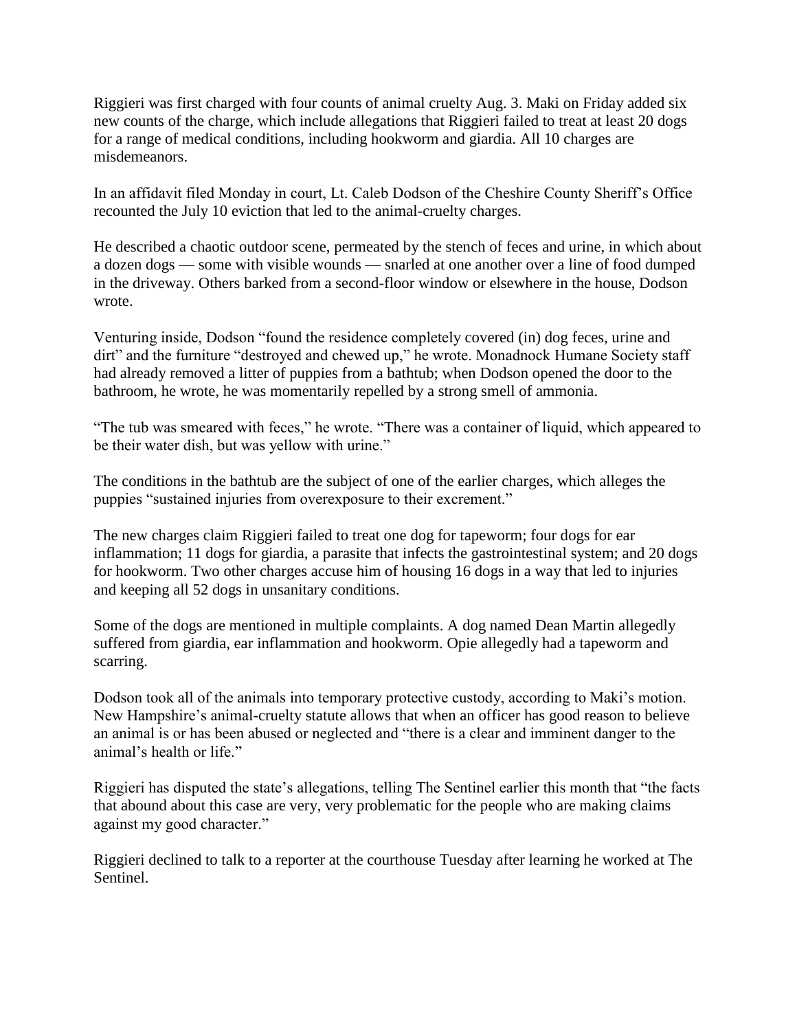Riggieri was first charged with four counts of animal cruelty Aug. 3. Maki on Friday added six new counts of the charge, which include allegations that Riggieri failed to treat at least 20 dogs for a range of medical conditions, including hookworm and giardia. All 10 charges are misdemeanors.

In an affidavit filed Monday in court, Lt. Caleb Dodson of the Cheshire County Sheriff's Office recounted the July 10 eviction that led to the animal-cruelty charges.

He described a chaotic outdoor scene, permeated by the stench of feces and urine, in which about a dozen dogs — some with visible wounds — snarled at one another over a line of food dumped in the driveway. Others barked from a second-floor window or elsewhere in the house, Dodson wrote.

Venturing inside, Dodson "found the residence completely covered (in) dog feces, urine and dirt" and the furniture "destroyed and chewed up," he wrote. Monadnock Humane Society staff had already removed a litter of puppies from a bathtub; when Dodson opened the door to the bathroom, he wrote, he was momentarily repelled by a strong smell of ammonia.

"The tub was smeared with feces," he wrote. "There was a container of liquid, which appeared to be their water dish, but was yellow with urine."

The conditions in the bathtub are the subject of one of the earlier charges, which alleges the puppies "sustained injuries from overexposure to their excrement."

The new charges claim Riggieri failed to treat one dog for tapeworm; four dogs for ear inflammation; 11 dogs for giardia, a parasite that infects the gastrointestinal system; and 20 dogs for hookworm. Two other charges accuse him of housing 16 dogs in a way that led to injuries and keeping all 52 dogs in unsanitary conditions.

Some of the dogs are mentioned in multiple complaints. A dog named Dean Martin allegedly suffered from giardia, ear inflammation and hookworm. Opie allegedly had a tapeworm and scarring.

Dodson took all of the animals into temporary protective custody, according to Maki's motion. New Hampshire's animal-cruelty statute allows that when an officer has good reason to believe an animal is or has been abused or neglected and "there is a clear and imminent danger to the animal's health or life."

Riggieri has disputed the state's allegations, telling The Sentinel earlier this month that "the facts that abound about this case are very, very problematic for the people who are making claims against my good character."

Riggieri declined to talk to a reporter at the courthouse Tuesday after learning he worked at The Sentinel.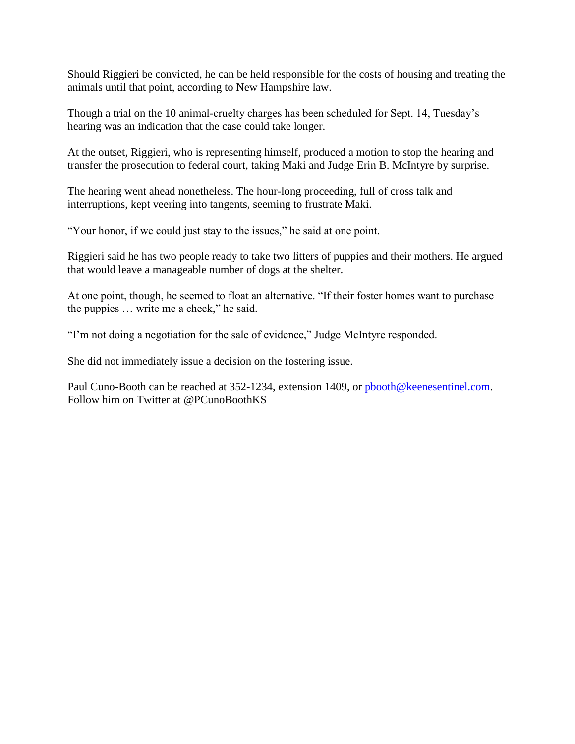Should Riggieri be convicted, he can be held responsible for the costs of housing and treating the animals until that point, according to New Hampshire law.

Though a trial on the 10 animal-cruelty charges has been scheduled for Sept. 14, Tuesday's hearing was an indication that the case could take longer.

At the outset, Riggieri, who is representing himself, produced a motion to stop the hearing and transfer the prosecution to federal court, taking Maki and Judge Erin B. McIntyre by surprise.

The hearing went ahead nonetheless. The hour-long proceeding, full of cross talk and interruptions, kept veering into tangents, seeming to frustrate Maki.

"Your honor, if we could just stay to the issues," he said at one point.

Riggieri said he has two people ready to take two litters of puppies and their mothers. He argued that would leave a manageable number of dogs at the shelter.

At one point, though, he seemed to float an alternative. "If their foster homes want to purchase the puppies … write me a check," he said.

"I'm not doing a negotiation for the sale of evidence," Judge McIntyre responded.

She did not immediately issue a decision on the fostering issue.

Paul Cuno-Booth can be reached at 352-1234, extension 1409, or [pbooth@keenesentinel.com](mailto:pbooth@keenesentinel.com). Follow him on Twitter at @PCunoBoothKS